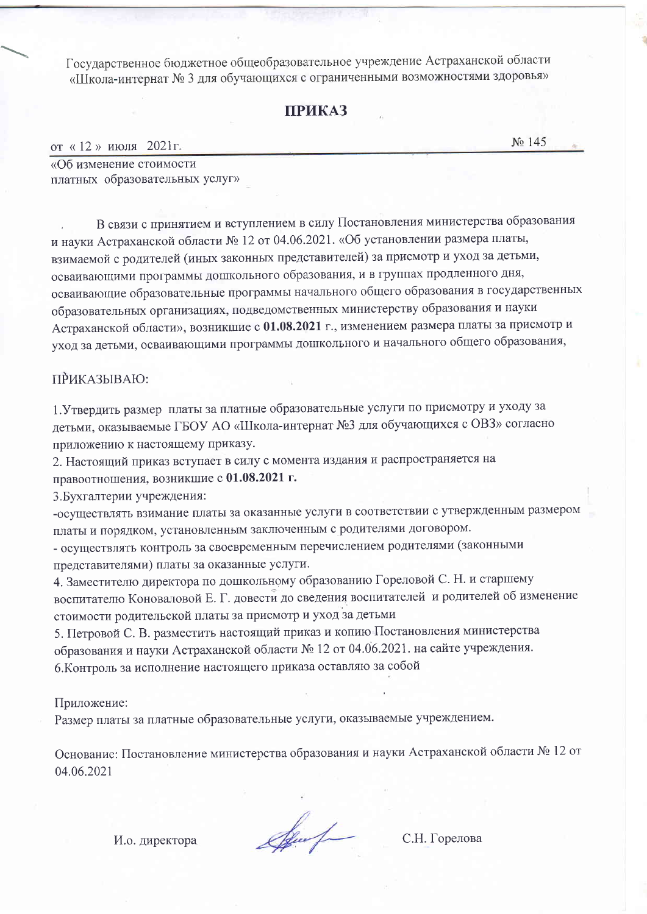Государственное бюджетное общеобразовательное учреждение Астраханской области
«Школа-интернат № 3 для обучающихся с ограниченными возможностями здоровья»

# ПРИКАЗ

от « 12 » июля 2021г. № 145

«Об изменение стоимости
платных образовательных услуг»

В связи с принятием и вступлением в силу Постановления министерства образования и науки Астраханской области № 12 от 04.06.2021. «Об установлении размера платы, взимаемой с родителей (иных законных представителей) за присмотр и уход за детьми, осваивающими программы дошкольного образования, и в группах продленного дня, осваивающие образовательные программы начального общего образования в государственных образовательных организациях, подведомственных министерству образования и науки Астраханской области», возникшие с **01.08.2021** г., изменением размера платы за присмотр и уход за детьми, осваивающими программы дошкольного и начального общего образования,

ПРИКАЗЫВАЮ:

1.Утвердить размер платы за платные образовательные услуги по присмотру и уходу за детьми, оказываемые ГБОУ АО «Школа-интернат №3 для обучающихся с ОВЗ» согласно приложению к настоящему приказу.
2. Настоящий приказ вступает в силу с момента издания и распространяется на правоотношения, возникшие с **01.08.2021 г.**
3.Бухгалтерии учреждения:
-осуществлять взимание платы за оказанные услуги в соответствии с утвержденным размером платы и порядком, установленным заключенным с родителями договором.
- осуществлять контроль за своевременным перечислением родителями (законными представителями) платы за оказанные услуги.
4. Заместителю директора по дошкольному образованию Гореловой С. Н. и старшему воспитателю Коноваловой Е. Г. довести до сведения воспитателей и родителей об изменение стоимости родительской платы за присмотр и уход за детьми
5. Петровой С. В. разместить настоящий приказ и копию Постановления министерства образования и науки Астраханской области № 12 от 04.06.2021. на сайте учреждения.
6.Контроль за исполнение настоящего приказа оставляю за собой

Приложение:
Размер платы за платные образовательные услуги, оказываемые учреждением.

Основание: Постановление министерства образования и науки Астраханской области № 12 от 04.06.2021

И.о. директора С.Н. Горелова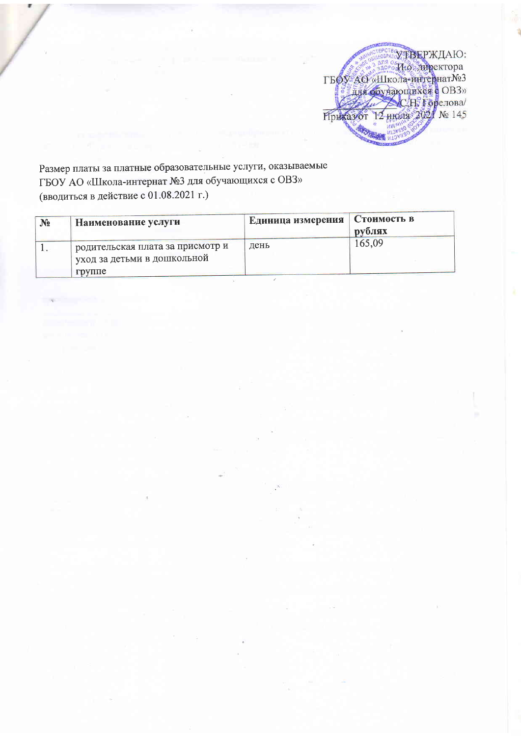УТВЕРЖДАЮ:
Ио директора
ГБОУ АО «Школа-интернат№3
для обучающихся с ОВЗ»
_______________/С.Н. Горелова/
Приказ от 12 июля 2021 № 145

Размер платы за платные образовательные услуги, оказываемые
ГБОУ АО «Школа-интернат №3 для обучающихся с ОВЗ»
(вводиться в действие с 01.08.2021 г.)

| № | Наименование услуги | Единица измерения | Стоимость в рублях |
|---|---|---|---|
| 1. | родительская плата за присмотр и уход за детьми в дошкольной группе | день | 165,09 |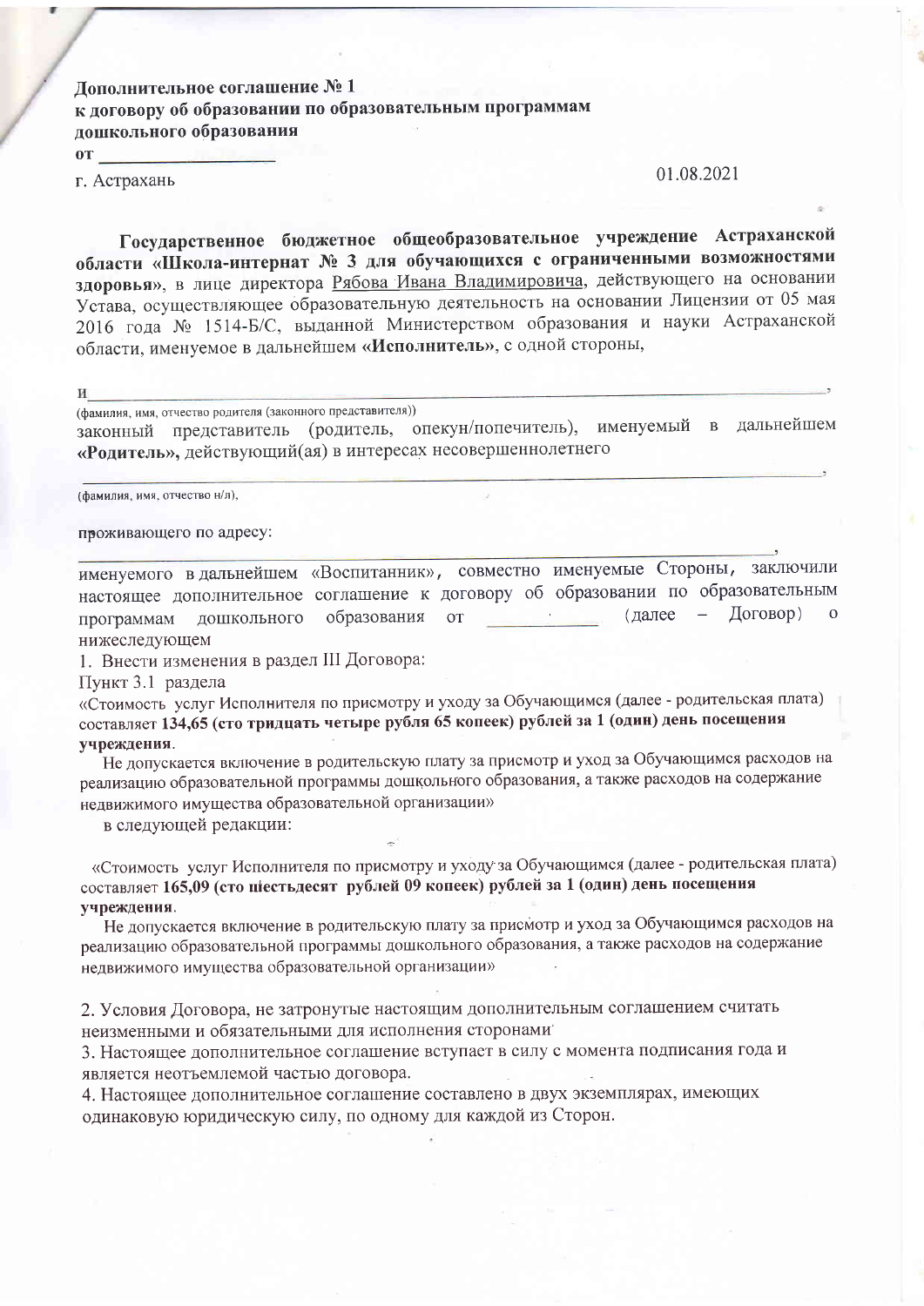**Дополнительное соглашение № 1**
**к договору об образовании по образовательным программам**
**дошкольного образования**
**от** ____________________

г. Астрахань 01.08.2021

**Государственное бюджетное общеобразовательное учреждение Астраханской области «Школа-интернат № 3 для обучающихся с ограниченными возможностями здоровья»**, в лице директора Рябова Ивана Владимировича, действующего на основании Устава, осуществляющее образовательную деятельность на основании Лицензии от 05 мая 2016 года № 1514-Б/С, выданной Министерством образования и науки Астраханской области, именуемое в дальнейшем **«Исполнитель»**, с одной стороны,

и ______________________________________________________________________________,
(фамилия, имя, отчество родителя (законного представителя))
законный представитель (родитель, опекун/попечитель), именуемый в дальнейшем **«Родитель»,** действующий(ая) в интересах несовершеннолетнего

______________________________________________________________________________,
(фамилия, имя, отчество н/л),

проживающего по адресу:
______________________________________________________________________________,
именуемого в дальнейшем «Воспитанник», совместно именуемые Стороны, заключили настоящее дополнительное соглашение к договору об образовании по образовательным программам дошкольного образования от ____________ (далее – Договор) о нижеследующем

1. Внести изменения в раздел III Договора:

Пункт 3.1 раздела

«Стоимость услуг Исполнителя по присмотру и уходу за Обучающимся (далее - родительская плата) составляет **134,65 (сто тридцать четыре рубля 65 копеек) рублей за 1 (один) день посещения учреждения**.

Не допускается включение в родительскую плату за присмотр и уход за Обучающимся расходов на реализацию образовательной программы дошкольного образования, а также расходов на содержание недвижимого имущества образовательной организации»

в следующей редакции:

«Стоимость услуг Исполнителя по присмотру и уходу за Обучающимся (далее - родительская плата) составляет **165,09 (сто шестьдесят рублей 09 копеек) рублей за 1 (один) день посещения учреждения**.

Не допускается включение в родительскую плату за присмотр и уход за Обучающимся расходов на реализацию образовательной программы дошкольного образования, а также расходов на содержание недвижимого имущества образовательной организации»

2. Условия Договора, не затронутые настоящим дополнительным соглашением считать неизменными и обязательными для исполнения сторонами

3. Настоящее дополнительное соглашение вступает в силу с момента подписания года и является неотъемлемой частью договора.

4. Настоящее дополнительное соглашение составлено в двух экземплярах, имеющих одинаковую юридическую силу, по одному для каждой из Сторон.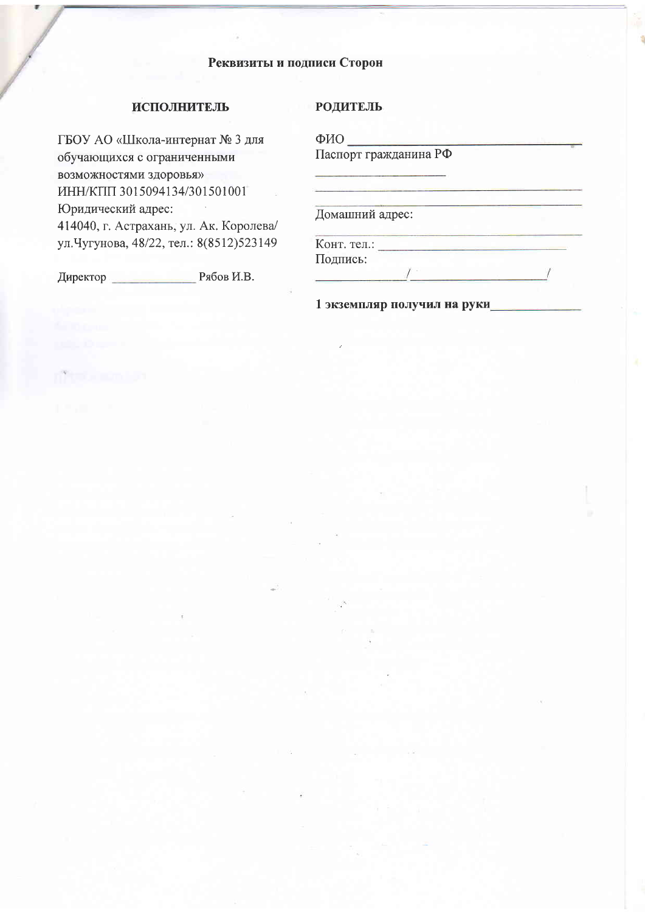## Реквизиты и подписи Сторон

**ИСПОЛНИТЕЛЬ**

ГБОУ АО «Школа-интернат № 3 для обучающихся с ограниченными возможностями здоровья»
ИНН/КПП 3015094134/301501001
Юридический адрес:
414040, г. Астрахань, ул. Ак. Королева/ ул.Чугунова, 48/22, тел.: 8(8512)523149

Директор _____________ Рябов И.В.

**РОДИТЕЛЬ**

ФИО ___________________________________
Паспорт гражданина РФ
____________________
________________________________________
________________________________________
Домашний адрес:
________________________________________
Конт. тел.: ____________________________
Подпись:
______________/____________________/

**1 экземпляр получил на руки**_____________